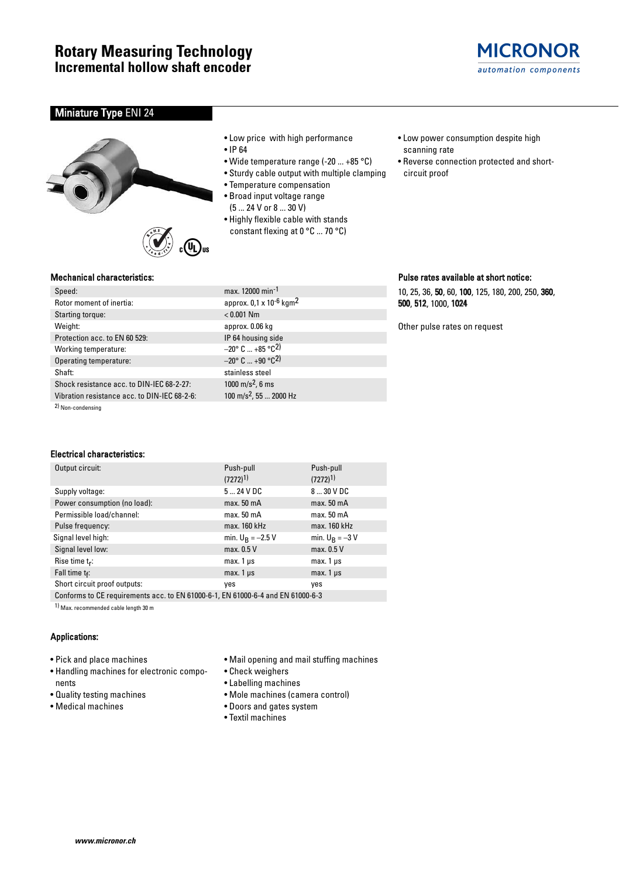# Rotary Measuring Technology
## Incremental hollow shaft encoder

MICRONOR
*automation components*

## Miniature Type ENI 24

- Low price with high performance
- IP 64
- Wide temperature range (-20 ... +85 °C)
- Sturdy cable output with multiple clamping
- Temperature compensation
- Broad input voltage range (5 ... 24 V or 8 ... 30 V)
- Highly flexible cable with stands constant flexing at 0 °C ... 70 °C)
- Low power consumption despite high scanning rate
- Reverse connection protected and short-circuit proof

### Mechanical characteristics:

| | |
|---|---|
| Speed: | max. 12000 $min^{-1}$ |
| Rotor moment of inertia: | approx. 0,1 x $10^{-6}$ $kgm^2$ |
| Starting torque: | < 0.001 Nm |
| Weight: | approx. 0.06 kg |
| Protection acc. to EN 60 529: | IP 64 housing side |
| Working temperature: | –20° C ... +85 °C[2] |
| Operating temperature: | –20° C ... +90 °C[2] |
| Shaft: | stainless steel |
| Shock resistance acc. to DIN-IEC 68-2-27: | 1000 $m/s^2$, 6 ms |
| Vibration resistance acc. to DIN-IEC 68-2-6: | 100 $m/s^2$, 55 ... 2000 Hz |

[2] Non-condensing

### Pulse rates available at short notice:

10, 25, 36, **50**, 60, **100**, 125, 180, 200, 250, **360**, **500**, **512**, 1000, **1024**

Other pulse rates on request

### Electrical characteristics:

| | | |
|---|---|---|
| Output circuit: | Push-pull (7272)[1] | Push-pull (7272)[1] |
| Supply voltage: | 5 ... 24 V DC | 8 ... 30 V DC |
| Power consumption (no load): | max. 50 mA | max. 50 mA |
| Permissible load/channel: | max. 50 mA | max. 50 mA |
| Pulse frequency: | max. 160 kHz | max. 160 kHz |
| Signal level high: | min. $U_B$ = –2.5 V | min. $U_B$ = –3 V |
| Signal level low: | max. 0.5 V | max. 0.5 V |
| Rise time $t_r$: | max. 1 µs | max. 1 µs |
| Fall time $t_f$: | max. 1 µs | max. 1 µs |
| Short circuit proof outputs: | yes | yes |
| Conforms to CE requirements acc. to EN 61000-6-1, EN 61000-6-4 and EN 61000-6-3 | | |

[1] Max. recommended cable length 30 m

### Applications:

- Pick and place machines
- Handling machines for electronic components
- Quality testing machines
- Medical machines
- Mail opening and mail stuffing machines
- Check weighers
- Labelling machines
- Mole machines (camera control)
- Doors and gates system
- Textil machines

www.micronor.ch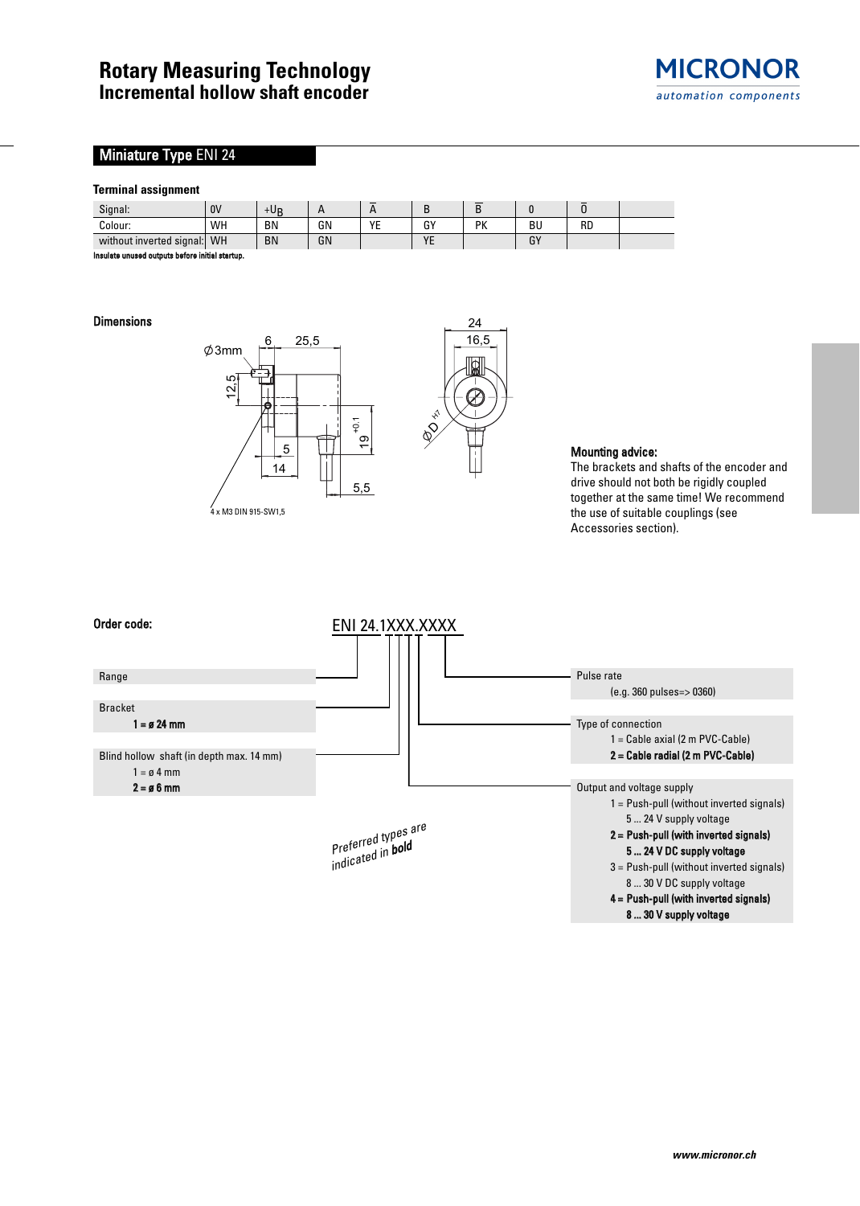# Rotary Measuring Technology
## Incremental hollow shaft encoder

MICRONOR
*automation components*

## Miniature Type ENI 24

### Terminal assignment

| | | | | | | | | | |
|---|---|---|---|---|---|---|---|---|---|
| Signal: | 0V | $+U_B$ | A | $\overline{A}$ | B | $\overline{B}$ | 0 | $\overline{0}$ | |
| Colour: | WH | BN | GN | YE | GY | PK | BU | RD | |
| without inverted signal: | WH | BN | GN | | YE | | GY | | |

**Insulate unused outputs before initial startup.**

### Dimensions

Ø3mm
6
25,5
12,5
5
14
+0.1
19
5,5
4 x M3 DIN 915-SW1,5
24
16,5
ØD H7

**Mounting advice:**
The brackets and shafts of the encoder and drive should not both be rigidly coupled together at the same time! We recommend the use of suitable couplings (see Accessories section).

### Order code:

ENI 24.1XXX.XXXX

**Range**

**Bracket**
**1 = ø 24 mm**

**Blind hollow shaft (in depth max. 14 mm)**
1 = ø 4 mm
**2 = ø 6 mm**

**Pulse rate**
(e.g. 360 pulses=> 0360)

**Type of connection**
1 = Cable axial (2 m PVC-Cable)
**2 = Cable radial (2 m PVC-Cable)**

**Output and voltage supply**
1 = Push-pull (without inverted signals)
5 ... 24 V supply voltage
**2 = Push-pull (with inverted signals)**
**5 ... 24 V DC supply voltage**
3 = Push-pull (without inverted signals)
8 ... 30 V DC supply voltage
**4 = Push-pull (with inverted signals)**
**8 ... 30 V supply voltage**

*Preferred types are indicated in* ***bold***

www.micronor.ch